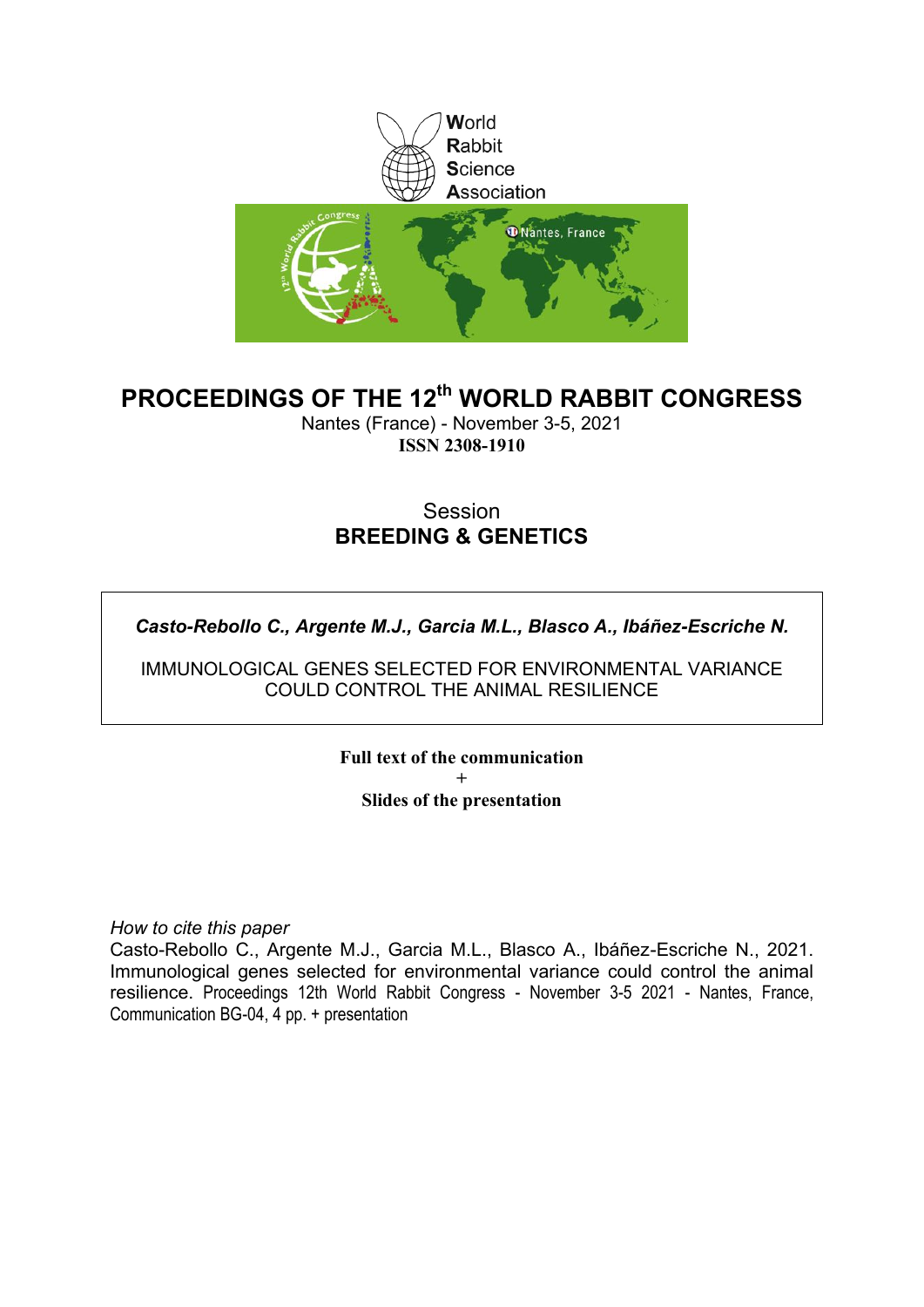World
Rabbit
Science
Association

# PROCEEDINGS OF THE 12th WORLD RABBIT CONGRESS

Nantes (France) - November 3-5, 2021
**ISSN 2308-1910**

Session
**BREEDING & GENETICS**

***Casto-Rebollo C., Argente M.J., Garcia M.L., Blasco A., Ibáñez-Escriche N.***

IMMUNOLOGICAL GENES SELECTED FOR ENVIRONMENTAL VARIANCE COULD CONTROL THE ANIMAL RESILIENCE

**Full text of the communication**
**+**
**Slides of the presentation**

*How to cite this paper*
Casto-Rebollo C., Argente M.J., Garcia M.L., Blasco A., Ibáñez-Escriche N., 2021. Immunological genes selected for environmental variance could control the animal resilience. Proceedings 12th World Rabbit Congress - November 3-5 2021 - Nantes, France, Communication BG-04, 4 pp. + presentation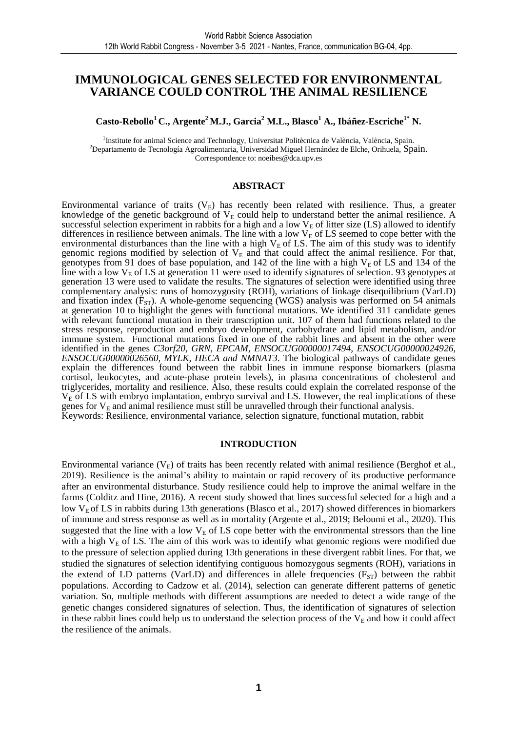# IMMUNOLOGICAL GENES SELECTED FOR ENVIRONMENTAL VARIANCE COULD CONTROL THE ANIMAL RESILIENCE

**Casto-Rebollo[1] C., Argente[2] M.J., Garcia[2] M.L., Blasco[1] A., Ibáñez-Escriche[1*] N.**

[1]Institute for animal Science and Technology, Universitat Politècnica de València, València, Spain.
[2]Departamento de Tecnología Agroalimentaria, Universidad Miguel Hernández de Elche, Orihuela, Spain.
Correspondence to: noeibes@dca.upv.es

## ABSTRACT

Environmental variance of traits ($V_E$) has recently been related with resilience. Thus, a greater knowledge of the genetic background of $V_E$ could help to understand better the animal resilience. A successful selection experiment in rabbits for a high and a low $V_E$ of litter size (LS) allowed to identify differences in resilience between animals. The line with a low $V_E$ of LS seemed to cope better with the environmental disturbances than the line with a high $V_E$ of LS. The aim of this study was to identify genomic regions modified by selection of $V_E$ and that could affect the animal resilience. For that, genotypes from 91 does of base population, and 142 of the line with a high $V_E$ of LS and 134 of the line with a low $V_E$ of LS at generation 11 were used to identify signatures of selection. 93 genotypes at generation 13 were used to validate the results. The signatures of selection were identified using three complementary analysis: runs of homozygosity (ROH), variations of linkage disequilibrium (VarLD) and fixation index ($F_{ST}$). A whole-genome sequencing (WGS) analysis was performed on 54 animals at generation 10 to highlight the genes with functional mutations. We identified 311 candidate genes with relevant functional mutation in their transcription unit. 107 of them had functions related to the stress response, reproduction and embryo development, carbohydrate and lipid metabolism, and/or immune system. Functional mutations fixed in one of the rabbit lines and absent in the other were identified in the genes *C3orf20, GRN, EPCAM, ENSOCUG00000017494, ENSOCUG00000024926, ENSOCUG00000026560, MYLK, HECA and NMNAT3*. The biological pathways of candidate genes explain the differences found between the rabbit lines in immune response biomarkers (plasma cortisol, leukocytes, and acute-phase protein levels), in plasma concentrations of cholesterol and triglycerides, mortality and resilience. Also, these results could explain the correlated response of the $V_E$ of LS with embryo implantation, embryo survival and LS. However, the real implications of these genes for $V_E$ and animal resilience must still be unravelled through their functional analysis.
Keywords: Resilience, environmental variance, selection signature, functional mutation, rabbit

## INTRODUCTION

Environmental variance ($V_E$) of traits has been recently related with animal resilience (Berghof et al., 2019). Resilience is the animal's ability to maintain or rapid recovery of its productive performance after an environmental disturbance. Study resilience could help to improve the animal welfare in the farms (Colditz and Hine, 2016). A recent study showed that lines successful selected for a high and a low $V_E$ of LS in rabbits during 13th generations (Blasco et al., 2017) showed differences in biomarkers of immune and stress response as well as in mortality (Argente et al., 2019; Beloumi et al., 2020). This suggested that the line with a low $V_E$ of LS cope better with the environmental stressors than the line with a high $V_E$ of LS. The aim of this work was to identify what genomic regions were modified due to the pressure of selection applied during 13th generations in these divergent rabbit lines. For that, we studied the signatures of selection identifying contiguous homozygous segments (ROH), variations in the extend of LD patterns (VarLD) and differences in allele frequencies ($F_{ST}$) between the rabbit populations. According to Cadzow et al. (2014), selection can generate different patterns of genetic variation. So, multiple methods with different assumptions are needed to detect a wide range of the genetic changes considered signatures of selection. Thus, the identification of signatures of selection in these rabbit lines could help us to understand the selection process of the $V_E$ and how it could affect the resilience of the animals.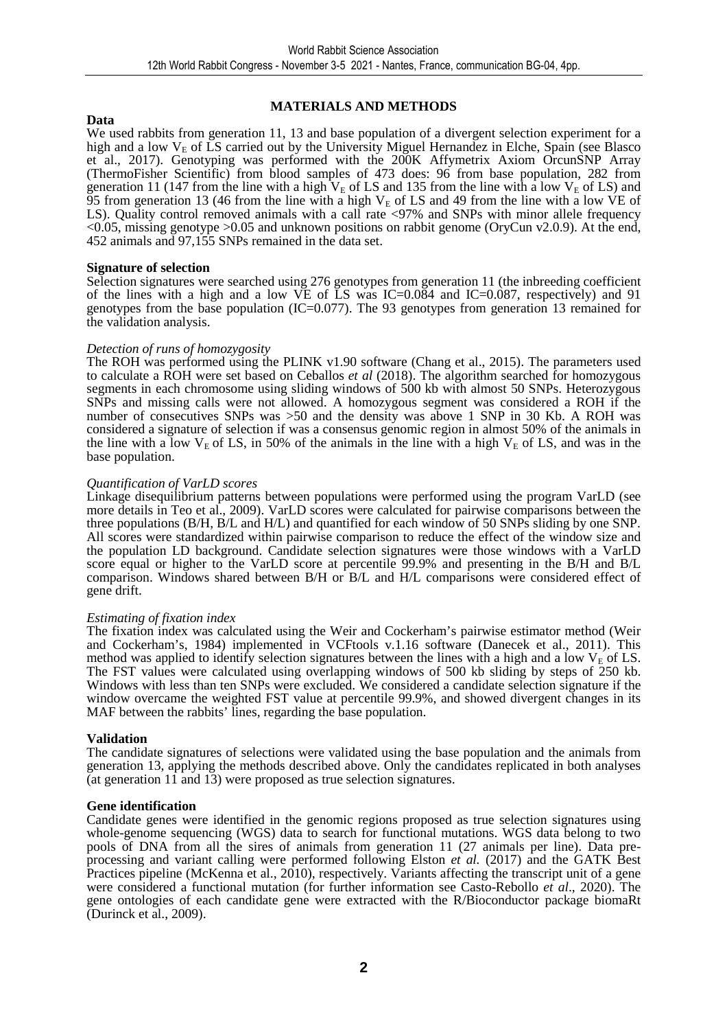## MATERIALS AND METHODS

### Data

We used rabbits from generation 11, 13 and base population of a divergent selection experiment for a high and a low $V_E$ of LS carried out by the University Miguel Hernandez in Elche, Spain (see Blasco et al., 2017). Genotyping was performed with the 200K Affymetrix Axiom OrcunSNP Array (ThermoFisher Scientific) from blood samples of 473 does: 96 from base population, 282 from generation 11 (147 from the line with a high $V_E$ of LS and 135 from the line with a low $V_E$ of LS) and 95 from generation 13 (46 from the line with a high $V_E$ of LS and 49 from the line with a low VE of LS). Quality control removed animals with a call rate <97% and SNPs with minor allele frequency <0.05, missing genotype >0.05 and unknown positions on rabbit genome (OryCun v2.0.9). At the end, 452 animals and 97,155 SNPs remained in the data set.

### Signature of selection

Selection signatures were searched using 276 genotypes from generation 11 (the inbreeding coefficient of the lines with a high and a low VE of LS was IC=0.084 and IC=0.087, respectively) and 91 genotypes from the base population (IC=0.077). The 93 genotypes from generation 13 remained for the validation analysis.

*Detection of runs of homozygosity*

The ROH was performed using the PLINK v1.90 software (Chang et al., 2015). The parameters used to calculate a ROH were set based on Ceballos *et al* (2018). The algorithm searched for homozygous segments in each chromosome using sliding windows of 500 kb with almost 50 SNPs. Heterozygous SNPs and missing calls were not allowed. A homozygous segment was considered a ROH if the number of consecutives SNPs was >50 and the density was above 1 SNP in 30 Kb. A ROH was considered a signature of selection if was a consensus genomic region in almost 50% of the animals in the line with a low $V_E$ of LS, in 50% of the animals in the line with a high $V_E$ of LS, and was in the base population.

*Quantification of VarLD scores*

Linkage disequilibrium patterns between populations were performed using the program VarLD (see more details in Teo et al., 2009). VarLD scores were calculated for pairwise comparisons between the three populations (B/H, B/L and H/L) and quantified for each window of 50 SNPs sliding by one SNP. All scores were standardized within pairwise comparison to reduce the effect of the window size and the population LD background. Candidate selection signatures were those windows with a VarLD score equal or higher to the VarLD score at percentile 99.9% and presenting in the B/H and B/L comparison. Windows shared between B/H or B/L and H/L comparisons were considered effect of gene drift.

*Estimating of fixation index*

The fixation index was calculated using the Weir and Cockerham's pairwise estimator method (Weir and Cockerham's, 1984) implemented in VCFtools v.1.16 software (Danecek et al., 2011). This method was applied to identify selection signatures between the lines with a high and a low $V_E$ of LS. The FST values were calculated using overlapping windows of 500 kb sliding by steps of 250 kb. Windows with less than ten SNPs were excluded. We considered a candidate selection signature if the window overcame the weighted FST value at percentile 99.9%, and showed divergent changes in its MAF between the rabbits' lines, regarding the base population.

### Validation

The candidate signatures of selections were validated using the base population and the animals from generation 13, applying the methods described above. Only the candidates replicated in both analyses (at generation 11 and 13) were proposed as true selection signatures.

### Gene identification

Candidate genes were identified in the genomic regions proposed as true selection signatures using whole-genome sequencing (WGS) data to search for functional mutations. WGS data belong to two pools of DNA from all the sires of animals from generation 11 (27 animals per line). Data pre-processing and variant calling were performed following Elston *et al.* (2017) and the GATK Best Practices pipeline (McKenna et al., 2010), respectively. Variants affecting the transcript unit of a gene were considered a functional mutation (for further information see Casto-Rebollo *et al*., 2020). The gene ontologies of each candidate gene were extracted with the R/Bioconductor package biomaRt (Durinck et al., 2009).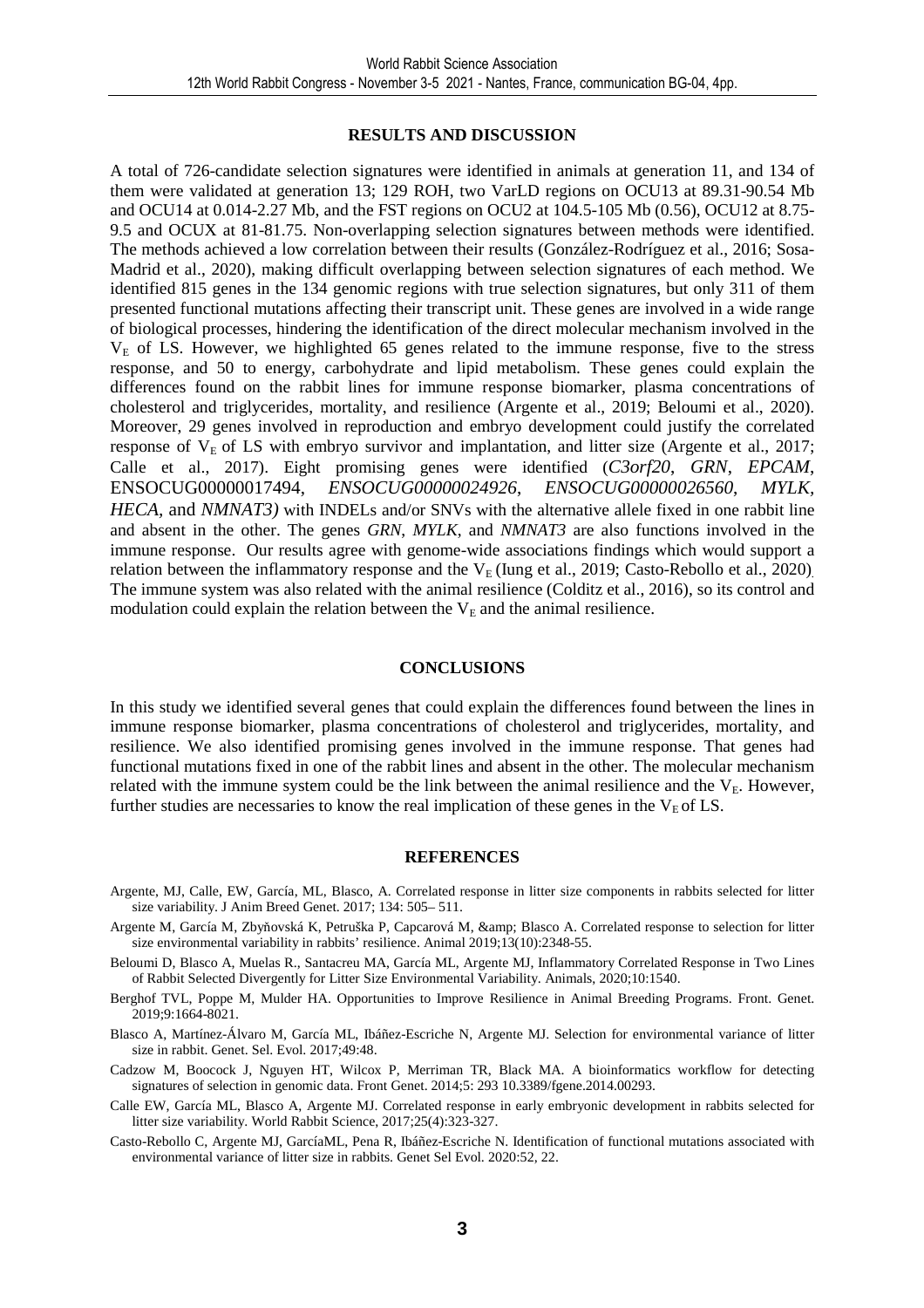## RESULTS AND DISCUSSION

A total of 726-candidate selection signatures were identified in animals at generation 11, and 134 of them were validated at generation 13; 129 ROH, two VarLD regions on OCU13 at 89.31-90.54 Mb and OCU14 at 0.014-2.27 Mb, and the FST regions on OCU2 at 104.5-105 Mb (0.56), OCU12 at 8.75-9.5 and OCUX at 81-81.75. Non-overlapping selection signatures between methods were identified. The methods achieved a low correlation between their results (González-Rodríguez et al., 2016; Sosa-Madrid et al., 2020), making difficult overlapping between selection signatures of each method. We identified 815 genes in the 134 genomic regions with true selection signatures, but only 311 of them presented functional mutations affecting their transcript unit. These genes are involved in a wide range of biological processes, hindering the identification of the direct molecular mechanism involved in the $V_E$ of LS. However, we highlighted 65 genes related to the immune response, five to the stress response, and 50 to energy, carbohydrate and lipid metabolism. These genes could explain the differences found on the rabbit lines for immune response biomarker, plasma concentrations of cholesterol and triglycerides, mortality, and resilience (Argente et al., 2019; Beloumi et al., 2020). Moreover, 29 genes involved in reproduction and embryo development could justify the correlated response of $V_E$ of LS with embryo survivor and implantation, and litter size (Argente et al., 2017; Calle et al., 2017). Eight promising genes were identified (*C3orf20*, *GRN*, *EPCAM*, ENSOCUG00000017494, *ENSOCUG00000024926*, *ENSOCUG00000026560*, *MYLK*, *HECA*, and *NMNAT3)* with INDELs and/or SNVs with the alternative allele fixed in one rabbit line and absent in the other. The genes *GRN*, *MYLK*, and *NMNAT3* are also functions involved in the immune response. Our results agree with genome-wide associations findings which would support a relation between the inflammatory response and the $V_E$ (Iung et al., 2019; Casto-Rebollo et al., 2020). The immune system was also related with the animal resilience (Colditz et al., 2016), so its control and modulation could explain the relation between the $V_E$ and the animal resilience.

## CONCLUSIONS

In this study we identified several genes that could explain the differences found between the lines in immune response biomarker, plasma concentrations of cholesterol and triglycerides, mortality, and resilience. We also identified promising genes involved in the immune response. That genes had functional mutations fixed in one of the rabbit lines and absent in the other. The molecular mechanism related with the immune system could be the link between the animal resilience and the $V_E$. However, further studies are necessaries to know the real implication of these genes in the $V_E$ of LS.

## REFERENCES

Argente, MJ, Calle, EW, García, ML, Blasco, A. Correlated response in litter size components in rabbits selected for litter size variability. J Anim Breed Genet. 2017; 134: 505– 511.

Argente M, García M, Zbyňovská K, Petruška P, Capcarová M, &amp; Blasco A. Correlated response to selection for litter size environmental variability in rabbits' resilience. Animal 2019;13(10):2348-55.

Beloumi D, Blasco A, Muelas R., Santacreu MA, García ML, Argente MJ, Inflammatory Correlated Response in Two Lines of Rabbit Selected Divergently for Litter Size Environmental Variability. Animals, 2020;10:1540.

Berghof TVL, Poppe M, Mulder HA. Opportunities to Improve Resilience in Animal Breeding Programs. Front. Genet. 2019;9:1664-8021.

Blasco A, Martínez-Álvaro M, García ML, Ibáñez-Escriche N, Argente MJ. Selection for environmental variance of litter size in rabbit. Genet. Sel. Evol. 2017;49:48.

Cadzow M, Boocock J, Nguyen HT, Wilcox P, Merriman TR, Black MA. A bioinformatics workflow for detecting signatures of selection in genomic data. Front Genet. 2014;5: 293 10.3389/fgene.2014.00293.

Calle EW, García ML, Blasco A, Argente MJ. Correlated response in early embryonic development in rabbits selected for litter size variability. World Rabbit Science, 2017;25(4):323-327.

Casto-Rebollo C, Argente MJ, GarcíaML, Pena R, Ibáñez-Escriche N. Identification of functional mutations associated with environmental variance of litter size in rabbits. Genet Sel Evol. 2020:52, 22.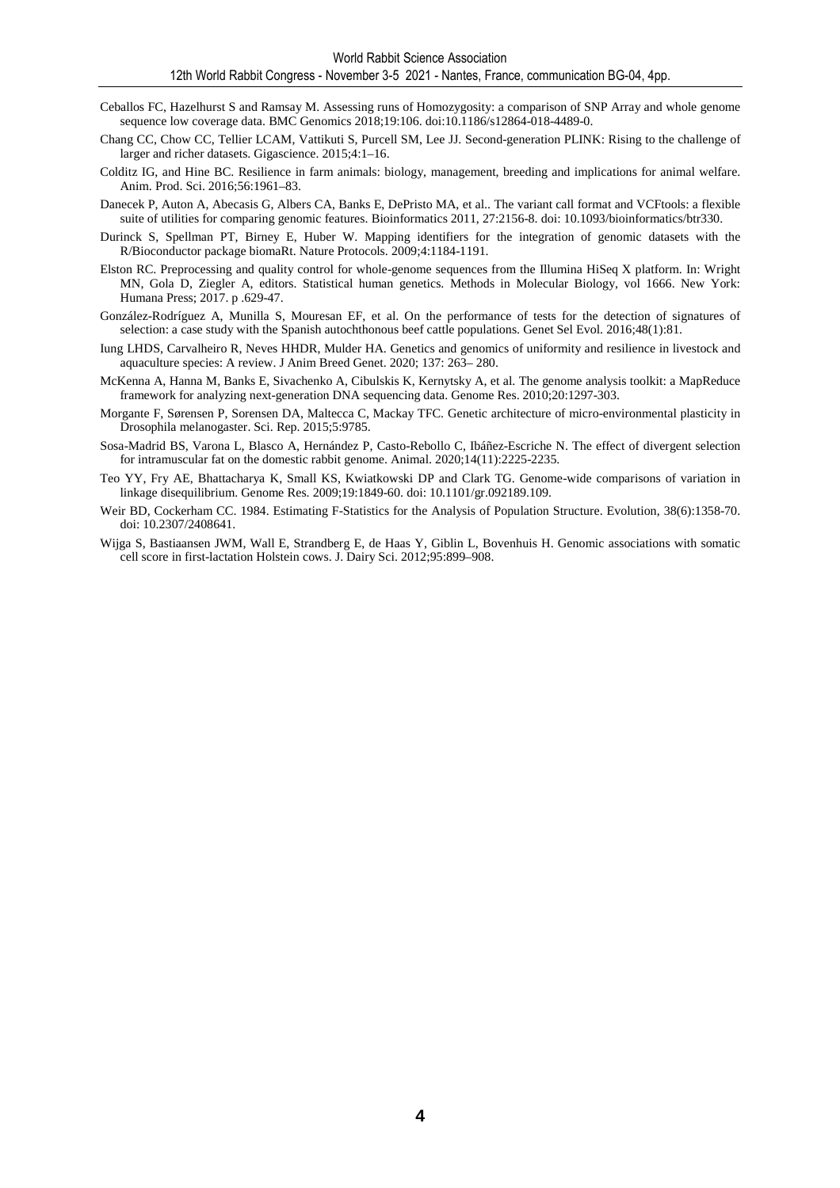Ceballos FC, Hazelhurst S and Ramsay M. Assessing runs of Homozygosity: a comparison of SNP Array and whole genome sequence low coverage data. BMC Genomics 2018;19:106. doi:10.1186/s12864-018-4489-0.

Chang CC, Chow CC, Tellier LCAM, Vattikuti S, Purcell SM, Lee JJ. Second-generation PLINK: Rising to the challenge of larger and richer datasets. Gigascience. 2015;4:1–16.

Colditz IG, and Hine BC. Resilience in farm animals: biology, management, breeding and implications for animal welfare. Anim. Prod. Sci. 2016;56:1961–83.

Danecek P, Auton A, Abecasis G, Albers CA, Banks E, DePristo MA, et al.. The variant call format and VCFtools: a flexible suite of utilities for comparing genomic features. Bioinformatics 2011, 27:2156-8. doi: 10.1093/bioinformatics/btr330.

Durinck S, Spellman PT, Birney E, Huber W. Mapping identifiers for the integration of genomic datasets with the R/Bioconductor package biomaRt. Nature Protocols. 2009;4:1184-1191.

Elston RC. Preprocessing and quality control for whole-genome sequences from the Illumina HiSeq X platform. In: Wright MN, Gola D, Ziegler A, editors. Statistical human genetics. Methods in Molecular Biology, vol 1666. New York: Humana Press; 2017. p .629-47.

González-Rodríguez A, Munilla S, Mouresan EF, et al. On the performance of tests for the detection of signatures of selection: a case study with the Spanish autochthonous beef cattle populations. Genet Sel Evol. 2016;48(1):81.

Iung LHDS, Carvalheiro R, Neves HHDR, Mulder HA. Genetics and genomics of uniformity and resilience in livestock and aquaculture species: A review. J Anim Breed Genet. 2020; 137: 263– 280.

McKenna A, Hanna M, Banks E, Sivachenko A, Cibulskis K, Kernytsky A, et al. The genome analysis toolkit: a MapReduce framework for analyzing next-generation DNA sequencing data. Genome Res. 2010;20:1297-303.

Morgante F, Sørensen P, Sorensen DA, Maltecca C, Mackay TFC. Genetic architecture of micro-environmental plasticity in Drosophila melanogaster. Sci. Rep. 2015;5:9785.

Sosa-Madrid BS, Varona L, Blasco A, Hernández P, Casto-Rebollo C, Ibáñez-Escriche N. The effect of divergent selection for intramuscular fat on the domestic rabbit genome. Animal. 2020;14(11):2225-2235.

Teo YY, Fry AE, Bhattacharya K, Small KS, Kwiatkowski DP and Clark TG. Genome-wide comparisons of variation in linkage disequilibrium. Genome Res. 2009;19:1849-60. doi: 10.1101/gr.092189.109.

Weir BD, Cockerham CC. 1984. Estimating F-Statistics for the Analysis of Population Structure. Evolution, 38(6):1358-70. doi: 10.2307/2408641.

Wijga S, Bastiaansen JWM, Wall E, Strandberg E, de Haas Y, Giblin L, Bovenhuis H. Genomic associations with somatic cell score in first-lactation Holstein cows. J. Dairy Sci. 2012;95:899–908.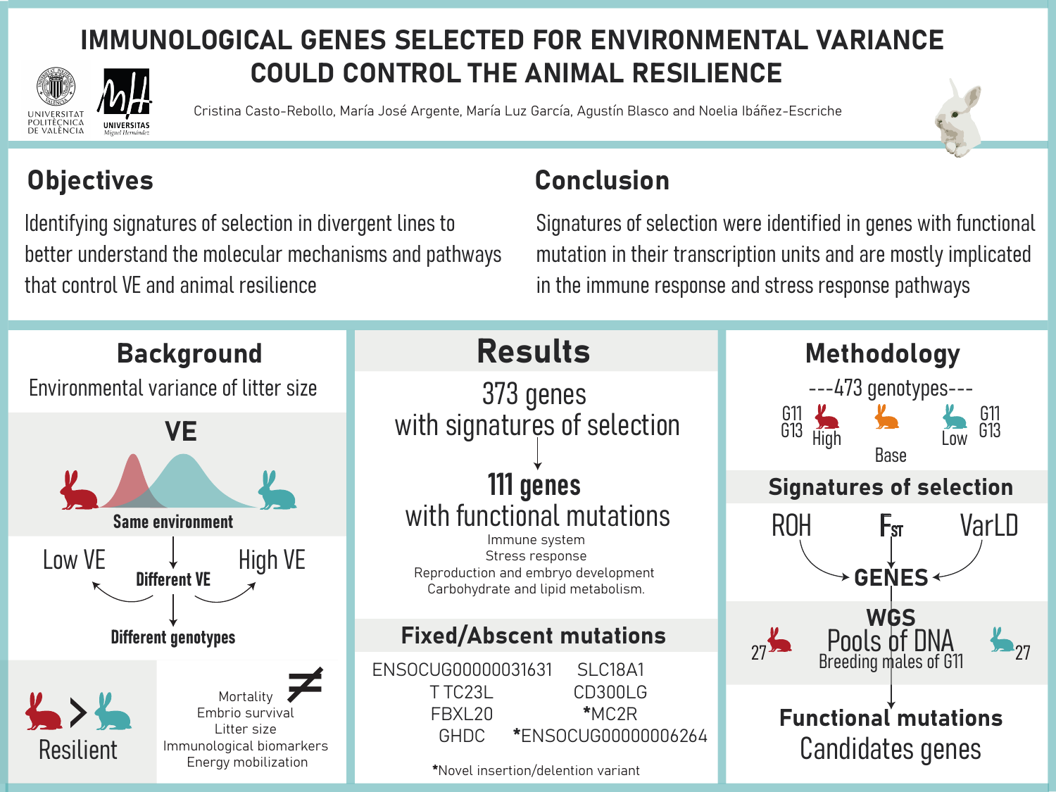# IMMUNOLOGICAL GENES SELECTED FOR ENVIRONMENTAL VARIANCE COULD CONTROL THE ANIMAL RESILIENCE

UNIVERSITAT POLITÈCNICA DE VALÈNCIA

UNIVERSITAS Miguel Hernández

Cristina Casto-Rebollo, María José Argente, María Luz García, Agustín Blasco and Noelia Ibáñez-Escriche

## Objectives

Identifying signatures of selection in divergent lines to better understand the molecular mechanisms and pathways that control VE and animal resilience

## Conclusion

Signatures of selection were identified in genes with functional mutation in their transcription units and are mostly implicated in the immune response and stress response pathways

## Background

Environmental variance of litter size

**VE**

**Same environment**

Low VE

**Different VE**

High VE

**Different genotypes**

Resilient

Mortality

Embrio survival

Litter size

Immunological biomarkers

Energy mobilization

## Results

373 genes with signatures of selection

**111 genes** with functional mutations

Immune system

Stress response

Reproduction and embryo development

Carbohydrate and lipid metabolism.

### Fixed/Absent mutations

| | |
|---|---|
| ENSOCUG00000031631 | SLC18A1 |
| TTC23L | CD300LG |
| FBXL20 | *MC2R |
| GHDC | *ENSOCUG00000006264 |

*Novel insertion/delention variant

## Methodology

---473 genotypes---

G11 G13 High

Base

Low G11 G13

### Signatures of selection

ROH

$F_{ST}$

VarLD

**GENES**

**WGS**

27 Pools of DNA 27

Breeding males of G11

**Functional mutations**

Candidates genes